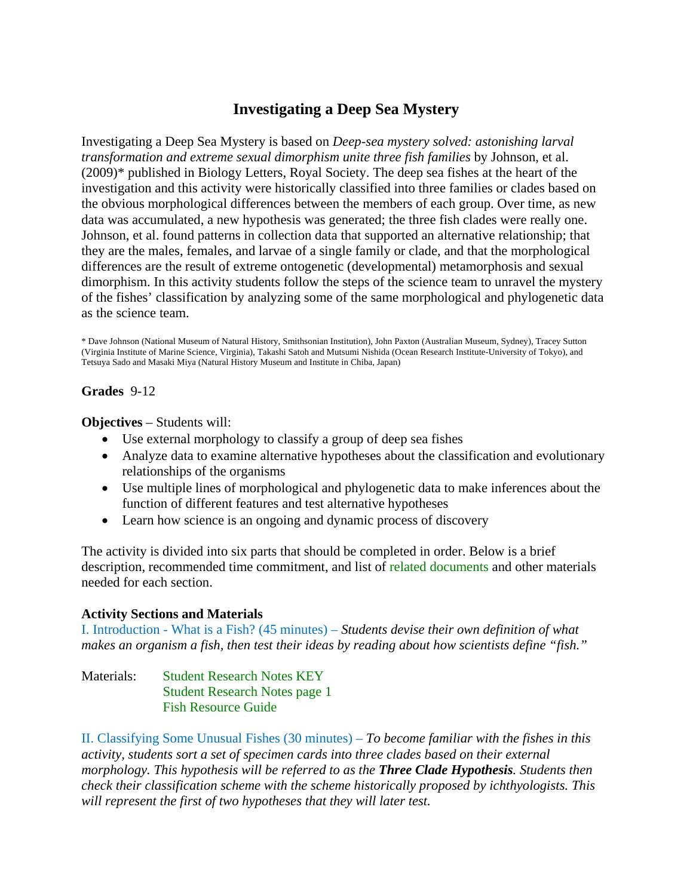# Investigating a Deep Sea Mystery

Investigating a Deep Sea Mystery is based on *Deep-sea mystery solved: astonishing larval transformation and extreme sexual dimorphism unite three fish families* by Johnson, et al. (2009)* published in Biology Letters, Royal Society. The deep sea fishes at the heart of the investigation and this activity were historically classified into three families or clades based on the obvious morphological differences between the members of each group. Over time, as new data was accumulated, a new hypothesis was generated; the three fish clades were really one. Johnson, et al. found patterns in collection data that supported an alternative relationship; that they are the males, females, and larvae of a single family or clade, and that the morphological differences are the result of extreme ontogenetic (developmental) metamorphosis and sexual dimorphism. In this activity students follow the steps of the science team to unravel the mystery of the fishes' classification by analyzing some of the same morphological and phylogenetic data as the science team.

* Dave Johnson (National Museum of Natural History, Smithsonian Institution), John Paxton (Australian Museum, Sydney), Tracey Sutton (Virginia Institute of Marine Science, Virginia), Takashi Satoh and Mutsumi Nishida (Ocean Research Institute-University of Tokyo), and Tetsuya Sado and Masaki Miya (Natural History Museum and Institute in Chiba, Japan)

**Grades** 9-12

**Objectives** – Students will:

- Use external morphology to classify a group of deep sea fishes
- Analyze data to examine alternative hypotheses about the classification and evolutionary relationships of the organisms
- Use multiple lines of morphological and phylogenetic data to make inferences about the function of different features and test alternative hypotheses
- Learn how science is an ongoing and dynamic process of discovery

The activity is divided into six parts that should be completed in order. Below is a brief description, recommended time commitment, and list of related documents and other materials needed for each section.

**Activity Sections and Materials**

I. Introduction - What is a Fish? (45 minutes) – *Students devise their own definition of what makes an organism a fish, then test their ideas by reading about how scientists define "fish."*

Materials: Student Research Notes KEY
Student Research Notes page 1
Fish Resource Guide

II. Classifying Some Unusual Fishes (30 minutes) – *To become familiar with the fishes in this activity, students sort a set of specimen cards into three clades based on their external morphology. This hypothesis will be referred to as the **Three Clade Hypothesis**. Students then check their classification scheme with the scheme historically proposed by ichthyologists. This will represent the first of two hypotheses that they will later test.*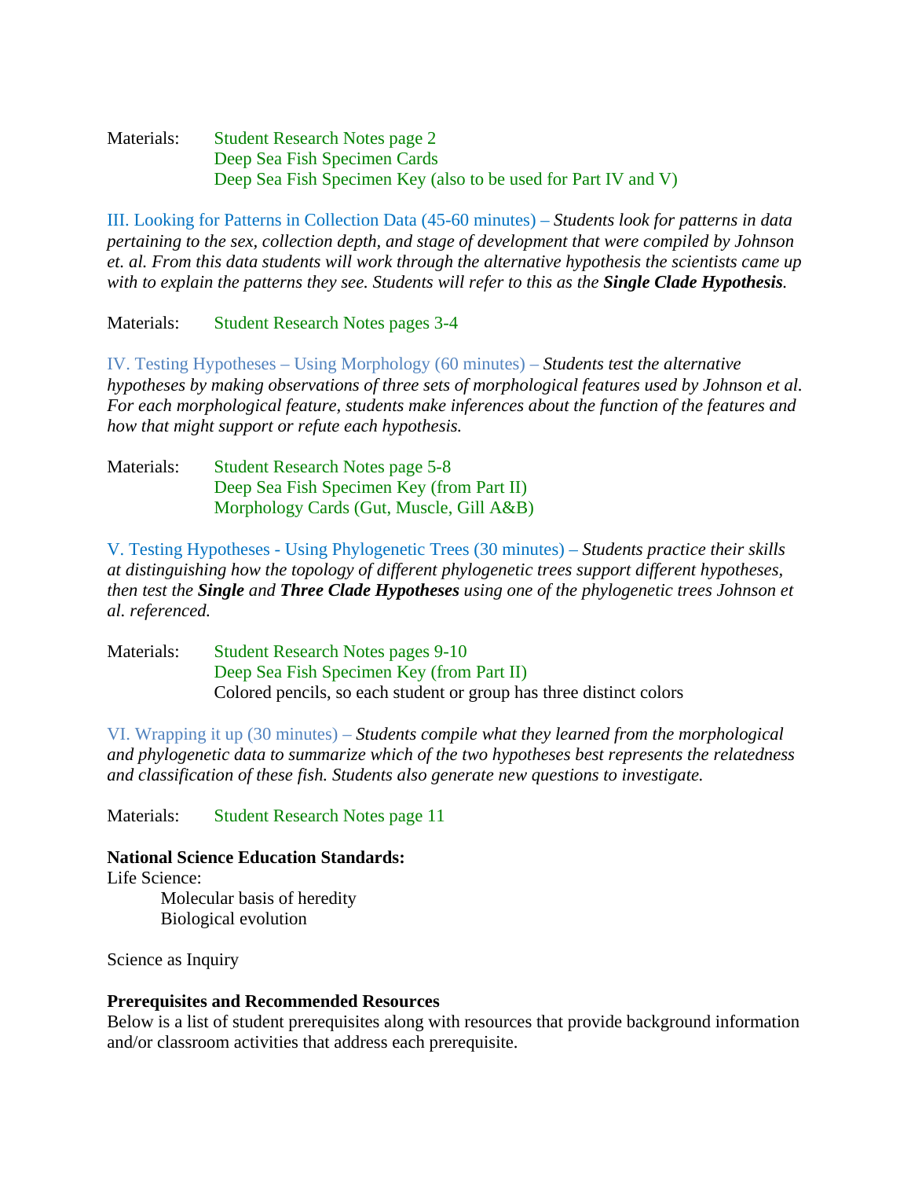Materials: Student Research Notes page 2
Deep Sea Fish Specimen Cards
Deep Sea Fish Specimen Key (also to be used for Part IV and V)

III. Looking for Patterns in Collection Data (45-60 minutes) – *Students look for patterns in data pertaining to the sex, collection depth, and stage of development that were compiled by Johnson et. al. From this data students will work through the alternative hypothesis the scientists came up with to explain the patterns they see. Students will refer to this as the* ***Single Clade Hypothesis****.*

Materials: Student Research Notes pages 3-4

IV. Testing Hypotheses – Using Morphology (60 minutes) – *Students test the alternative hypotheses by making observations of three sets of morphological features used by Johnson et al. For each morphological feature, students make inferences about the function of the features and how that might support or refute each hypothesis.*

Materials: Student Research Notes page 5-8
Deep Sea Fish Specimen Key (from Part II)
Morphology Cards (Gut, Muscle, Gill A&B)

V. Testing Hypotheses - Using Phylogenetic Trees (30 minutes) – *Students practice their skills at distinguishing how the topology of different phylogenetic trees support different hypotheses, then test the* ***Single*** *and* ***Three Clade Hypotheses*** *using one of the phylogenetic trees Johnson et al. referenced.*

Materials: Student Research Notes pages 9-10
Deep Sea Fish Specimen Key (from Part II)
Colored pencils, so each student or group has three distinct colors

VI. Wrapping it up (30 minutes) – *Students compile what they learned from the morphological and phylogenetic data to summarize which of the two hypotheses best represents the relatedness and classification of these fish. Students also generate new questions to investigate.*

Materials: Student Research Notes page 11

**National Science Education Standards:**

Life Science:
- Molecular basis of heredity
- Biological evolution

Science as Inquiry

**Prerequisites and Recommended Resources**

Below is a list of student prerequisites along with resources that provide background information and/or classroom activities that address each prerequisite.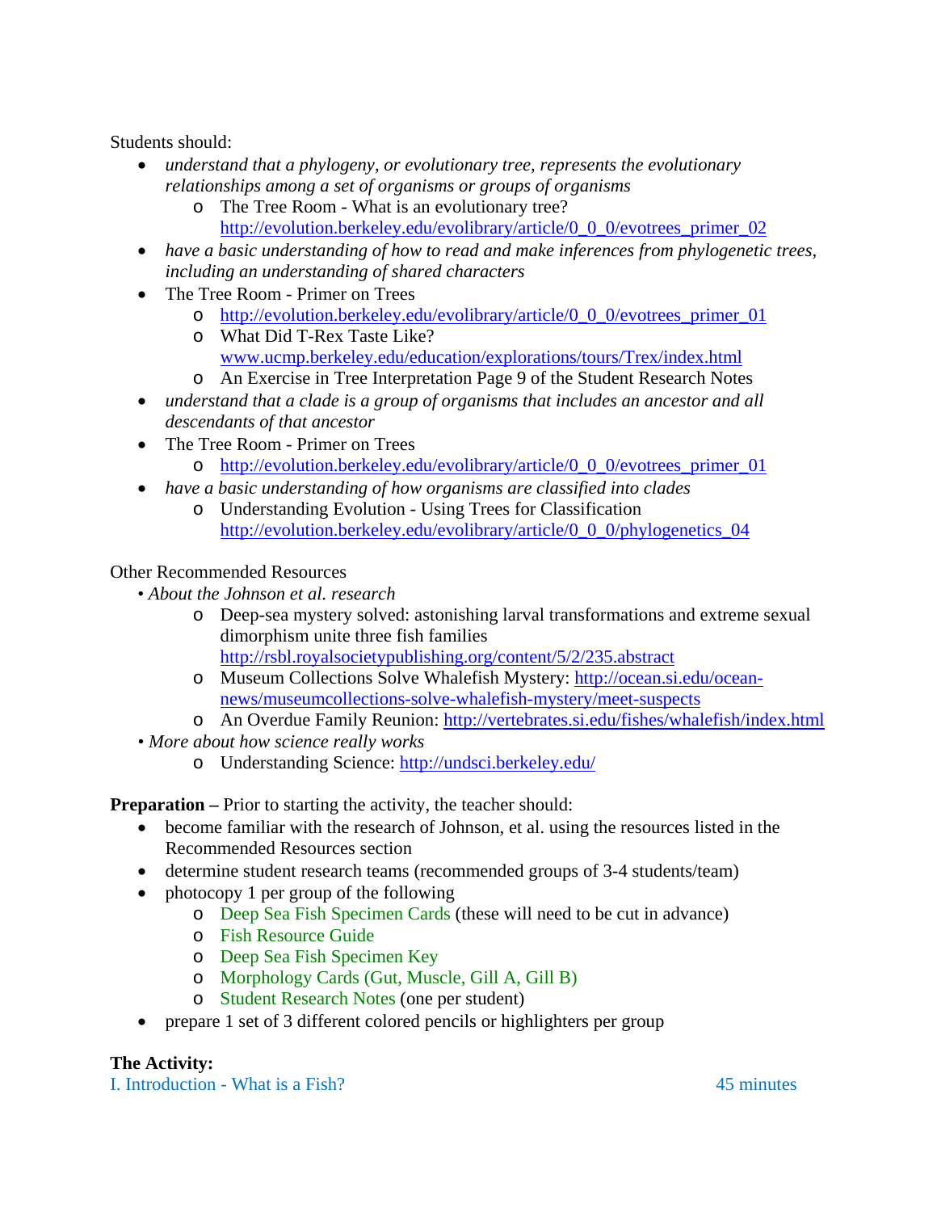Students should:

- *understand that a phylogeny, or evolutionary tree, represents the evolutionary relationships among a set of organisms or groups of organisms*
  - The Tree Room - What is an evolutionary tree? http://evolution.berkeley.edu/evolibrary/article/0_0_0/evotrees_primer_02
- *have a basic understanding of how to read and make inferences from phylogenetic trees, including an understanding of shared characters*
- The Tree Room - Primer on Trees
  - http://evolution.berkeley.edu/evolibrary/article/0_0_0/evotrees_primer_01
  - What Did T-Rex Taste Like? www.ucmp.berkeley.edu/education/explorations/tours/Trex/index.html
  - An Exercise in Tree Interpretation Page 9 of the Student Research Notes
- *understand that a clade is a group of organisms that includes an ancestor and all descendants of that ancestor*
- The Tree Room - Primer on Trees
  - http://evolution.berkeley.edu/evolibrary/article/0_0_0/evotrees_primer_01
- *have a basic understanding of how organisms are classified into clades*
  - Understanding Evolution - Using Trees for Classification http://evolution.berkeley.edu/evolibrary/article/0_0_0/phylogenetics_04

Other Recommended Resources

- *About the Johnson et al. research*
  - Deep-sea mystery solved: astonishing larval transformations and extreme sexual dimorphism unite three fish families http://rsbl.royalsocietypublishing.org/content/5/2/235.abstract
  - Museum Collections Solve Whalefish Mystery: http://ocean.si.edu/ocean-news/museumcollections-solve-whalefish-mystery/meet-suspects
  - An Overdue Family Reunion: http://vertebrates.si.edu/fishes/whalefish/index.html
- *More about how science really works*
  - Understanding Science: http://undsci.berkeley.edu/

**Preparation –** Prior to starting the activity, the teacher should:

- become familiar with the research of Johnson, et al. using the resources listed in the Recommended Resources section
- determine student research teams (recommended groups of 3-4 students/team)
- photocopy 1 per group of the following
  - Deep Sea Fish Specimen Cards (these will need to be cut in advance)
  - Fish Resource Guide
  - Deep Sea Fish Specimen Key
  - Morphology Cards (Gut, Muscle, Gill A, Gill B)
  - Student Research Notes (one per student)
- prepare 1 set of 3 different colored pencils or highlighters per group

**The Activity:**

I. Introduction - What is a Fish? 45 minutes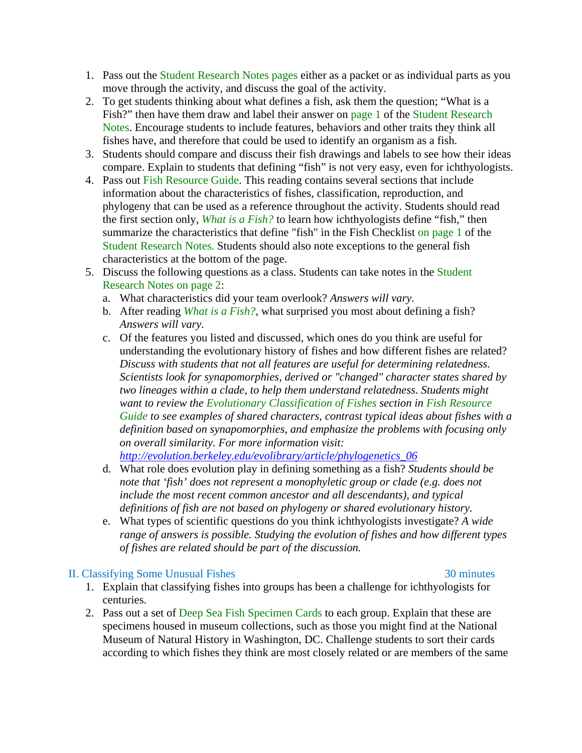1. Pass out the Student Research Notes pages either as a packet or as individual parts as you move through the activity, and discuss the goal of the activity.
2. To get students thinking about what defines a fish, ask them the question; "What is a Fish?" then have them draw and label their answer on page 1 of the Student Research Notes. Encourage students to include features, behaviors and other traits they think all fishes have, and therefore that could be used to identify an organism as a fish.
3. Students should compare and discuss their fish drawings and labels to see how their ideas compare. Explain to students that defining "fish" is not very easy, even for ichthyologists.
4. Pass out Fish Resource Guide. This reading contains several sections that include information about the characteristics of fishes, classification, reproduction, and phylogeny that can be used as a reference throughout the activity. Students should read the first section only, *What is a Fish?* to learn how ichthyologists define "fish," then summarize the characteristics that define "fish" in the Fish Checklist on page 1 of the Student Research Notes. Students should also note exceptions to the general fish characteristics at the bottom of the page.
5. Discuss the following questions as a class. Students can take notes in the Student Research Notes on page 2:
   a. What characteristics did your team overlook? *Answers will vary.*
   b. After reading *What is a Fish?*, what surprised you most about defining a fish? *Answers will vary.*
   c. Of the features you listed and discussed, which ones do you think are useful for understanding the evolutionary history of fishes and how different fishes are related? *Discuss with students that not all features are useful for determining relatedness. Scientists look for synapomorphies, derived or "changed" character states shared by two lineages within a clade, to help them understand relatedness. Students might want to review the Evolutionary Classification of Fishes section in Fish Resource Guide to see examples of shared characters, contrast typical ideas about fishes with a definition based on synapomorphies, and emphasize the problems with focusing only on overall similarity. For more information visit: http://evolution.berkeley.edu/evolibrary/article/phylogenetics_06*
   d. What role does evolution play in defining something as a fish? *Students should be note that 'fish' does not represent a monophyletic group or clade (e.g. does not include the most recent common ancestor and all descendants), and typical definitions of fish are not based on phylogeny or shared evolutionary history.*
   e. What types of scientific questions do you think ichthyologists investigate? *A wide range of answers is possible. Studying the evolution of fishes and how different types of fishes are related should be part of the discussion.*

## II. Classifying Some Unusual Fishes — 30 minutes

1. Explain that classifying fishes into groups has been a challenge for ichthyologists for centuries.
2. Pass out a set of Deep Sea Fish Specimen Cards to each group. Explain that these are specimens housed in museum collections, such as those you might find at the National Museum of Natural History in Washington, DC. Challenge students to sort their cards according to which fishes they think are most closely related or are members of the same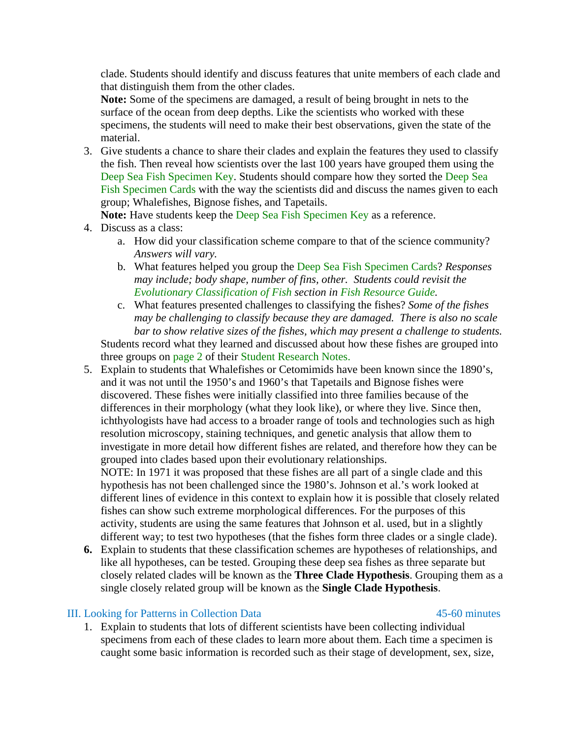clade. Students should identify and discuss features that unite members of each clade and that distinguish them from the other clades.

**Note:** Some of the specimens are damaged, a result of being brought in nets to the surface of the ocean from deep depths. Like the scientists who worked with these specimens, the students will need to make their best observations, given the state of the material.

3. Give students a chance to share their clades and explain the features they used to classify the fish. Then reveal how scientists over the last 100 years have grouped them using the Deep Sea Fish Specimen Key. Students should compare how they sorted the Deep Sea Fish Specimen Cards with the way the scientists did and discuss the names given to each group; Whalefishes, Bignose fishes, and Tapetails.

   **Note:** Have students keep the Deep Sea Fish Specimen Key as a reference.

4. Discuss as a class:
   a. How did your classification scheme compare to that of the science community? *Answers will vary.*
   b. What features helped you group the Deep Sea Fish Specimen Cards? *Responses may include; body shape, number of fins, other. Students could revisit the Evolutionary Classification of Fish section in Fish Resource Guide.*
   c. What features presented challenges to classifying the fishes? *Some of the fishes may be challenging to classify because they are damaged. There is also no scale bar to show relative sizes of the fishes, which may present a challenge to students.*

   Students record what they learned and discussed about how these fishes are grouped into three groups on page 2 of their Student Research Notes.

5. Explain to students that Whalefishes or Cetomimids have been known since the 1890's, and it was not until the 1950's and 1960's that Tapetails and Bignose fishes were discovered. These fishes were initially classified into three families because of the differences in their morphology (what they look like), or where they live. Since then, ichthyologists have had access to a broader range of tools and technologies such as high resolution microscopy, staining techniques, and genetic analysis that allow them to investigate in more detail how different fishes are related, and therefore how they can be grouped into clades based upon their evolutionary relationships.

   NOTE: In 1971 it was proposed that these fishes are all part of a single clade and this hypothesis has not been challenged since the 1980's. Johnson et al.'s work looked at different lines of evidence in this context to explain how it is possible that closely related fishes can show such extreme morphological differences. For the purposes of this activity, students are using the same features that Johnson et al. used, but in a slightly different way; to test two hypotheses (that the fishes form three clades or a single clade).

6. Explain to students that these classification schemes are hypotheses of relationships, and like all hypotheses, can be tested. Grouping these deep sea fishes as three separate but closely related clades will be known as the **Three Clade Hypothesis**. Grouping them as a single closely related group will be known as the **Single Clade Hypothesis**.

## III. Looking for Patterns in Collection Data — 45-60 minutes

1. Explain to students that lots of different scientists have been collecting individual specimens from each of these clades to learn more about them. Each time a specimen is caught some basic information is recorded such as their stage of development, sex, size,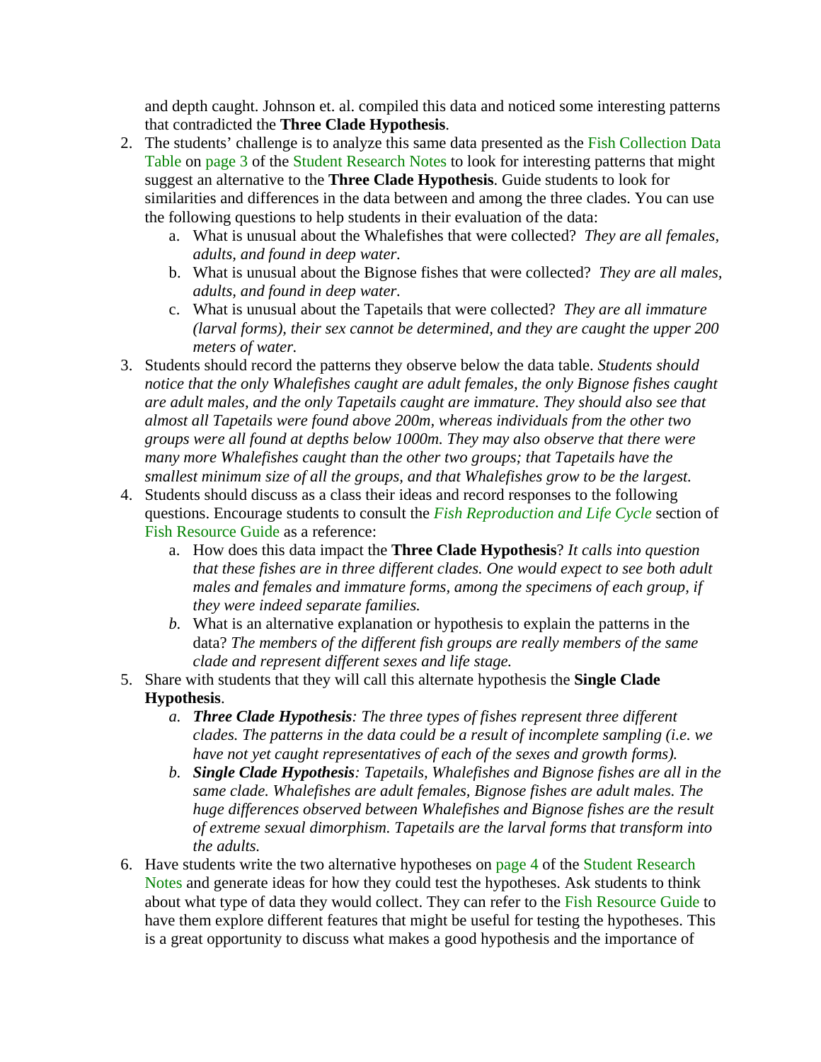and depth caught. Johnson et. al. compiled this data and noticed some interesting patterns that contradicted the **Three Clade Hypothesis**.

2. The students' challenge is to analyze this same data presented as the Fish Collection Data Table on page 3 of the Student Research Notes to look for interesting patterns that might suggest an alternative to the **Three Clade Hypothesis**. Guide students to look for similarities and differences in the data between and among the three clades. You can use the following questions to help students in their evaluation of the data:
    a. What is unusual about the Whalefishes that were collected? *They are all females, adults, and found in deep water.*
    b. What is unusual about the Bignose fishes that were collected? *They are all males, adults, and found in deep water.*
    c. What is unusual about the Tapetails that were collected? *They are all immature (larval forms), their sex cannot be determined, and they are caught the upper 200 meters of water.*
3. Students should record the patterns they observe below the data table. *Students should notice that the only Whalefishes caught are adult females, the only Bignose fishes caught are adult males, and the only Tapetails caught are immature. They should also see that almost all Tapetails were found above 200m, whereas individuals from the other two groups were all found at depths below 1000m. They may also observe that there were many more Whalefishes caught than the other two groups; that Tapetails have the smallest minimum size of all the groups, and that Whalefishes grow to be the largest.*
4. Students should discuss as a class their ideas and record responses to the following questions. Encourage students to consult the *Fish Reproduction and Life Cycle* section of Fish Resource Guide as a reference:
    a. How does this data impact the **Three Clade Hypothesis**? *It calls into question that these fishes are in three different clades. One would expect to see both adult males and females and immature forms, among the specimens of each group, if they were indeed separate families.*
    *b.* What is an alternative explanation or hypothesis to explain the patterns in the data? *The members of the different fish groups are really members of the same clade and represent different sexes and life stage.*
5. Share with students that they will call this alternate hypothesis the **Single Clade Hypothesis**.
    *a.* ***Three Clade Hypothesis****: The three types of fishes represent three different clades. The patterns in the data could be a result of incomplete sampling (i.e. we have not yet caught representatives of each of the sexes and growth forms).*
    *b.* ***Single Clade Hypothesis****: Tapetails, Whalefishes and Bignose fishes are all in the same clade. Whalefishes are adult females, Bignose fishes are adult males. The huge differences observed between Whalefishes and Bignose fishes are the result of extreme sexual dimorphism. Tapetails are the larval forms that transform into the adults.*
6. Have students write the two alternative hypotheses on page 4 of the Student Research Notes and generate ideas for how they could test the hypotheses. Ask students to think about what type of data they would collect. They can refer to the Fish Resource Guide to have them explore different features that might be useful for testing the hypotheses. This is a great opportunity to discuss what makes a good hypothesis and the importance of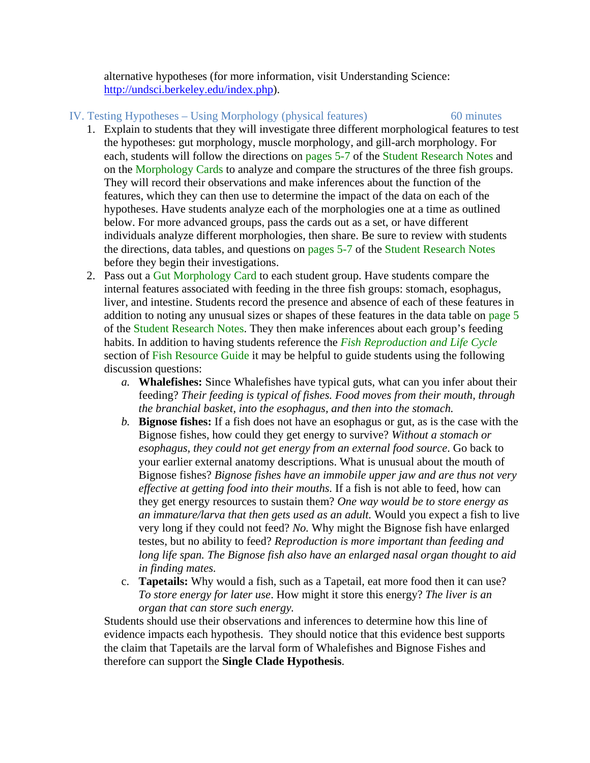alternative hypotheses (for more information, visit Understanding Science: http://undsci.berkeley.edu/index.php).

### IV. Testing Hypotheses – Using Morphology (physical features) 60 minutes

1. Explain to students that they will investigate three different morphological features to test the hypotheses: gut morphology, muscle morphology, and gill-arch morphology. For each, students will follow the directions on pages 5-7 of the Student Research Notes and on the Morphology Cards to analyze and compare the structures of the three fish groups. They will record their observations and make inferences about the function of the features, which they can then use to determine the impact of the data on each of the hypotheses. Have students analyze each of the morphologies one at a time as outlined below. For more advanced groups, pass the cards out as a set, or have different individuals analyze different morphologies, then share. Be sure to review with students the directions, data tables, and questions on pages 5-7 of the Student Research Notes before they begin their investigations.
2. Pass out a Gut Morphology Card to each student group. Have students compare the internal features associated with feeding in the three fish groups: stomach, esophagus, liver, and intestine. Students record the presence and absence of each of these features in addition to noting any unusual sizes or shapes of these features in the data table on page 5 of the Student Research Notes. They then make inferences about each group's feeding habits. In addition to having students reference the *Fish Reproduction and Life Cycle* section of Fish Resource Guide it may be helpful to guide students using the following discussion questions:
   a. **Whalefishes:** Since Whalefishes have typical guts, what can you infer about their feeding? *Their feeding is typical of fishes. Food moves from their mouth, through the branchial basket, into the esophagus, and then into the stomach.*
   b. **Bignose fishes:** If a fish does not have an esophagus or gut, as is the case with the Bignose fishes, how could they get energy to survive? *Without a stomach or esophagus, they could not get energy from an external food source*. Go back to your earlier external anatomy descriptions. What is unusual about the mouth of Bignose fishes? *Bignose fishes have an immobile upper jaw and are thus not very effective at getting food into their mouths.* If a fish is not able to feed, how can they get energy resources to sustain them? *One way would be to store energy as an immature/larva that then gets used as an adult.* Would you expect a fish to live very long if they could not feed? *No.* Why might the Bignose fish have enlarged testes, but no ability to feed? *Reproduction is more important than feeding and long life span. The Bignose fish also have an enlarged nasal organ thought to aid in finding mates.*
   c. **Tapetails:** Why would a fish, such as a Tapetail, eat more food then it can use? *To store energy for later use*. How might it store this energy? *The liver is an organ that can store such energy.*

   Students should use their observations and inferences to determine how this line of evidence impacts each hypothesis. They should notice that this evidence best supports the claim that Tapetails are the larval form of Whalefishes and Bignose Fishes and therefore can support the **Single Clade Hypothesis**.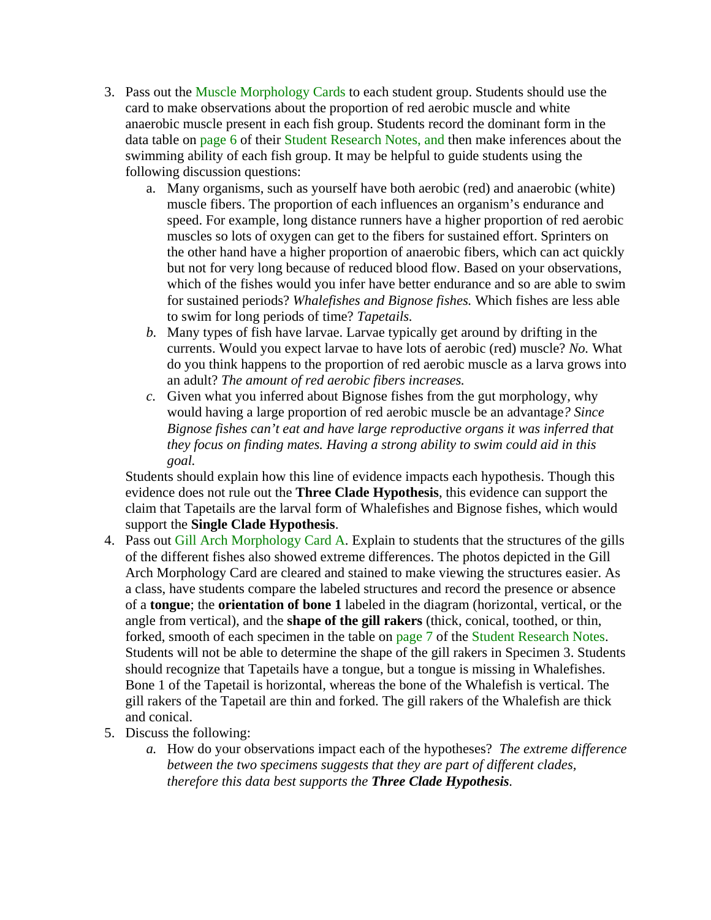3. Pass out the Muscle Morphology Cards to each student group. Students should use the card to make observations about the proportion of red aerobic muscle and white anaerobic muscle present in each fish group. Students record the dominant form in the data table on page 6 of their Student Research Notes, and then make inferences about the swimming ability of each fish group. It may be helpful to guide students using the following discussion questions:
    a. Many organisms, such as yourself have both aerobic (red) and anaerobic (white) muscle fibers. The proportion of each influences an organism's endurance and speed. For example, long distance runners have a higher proportion of red aerobic muscles so lots of oxygen can get to the fibers for sustained effort. Sprinters on the other hand have a higher proportion of anaerobic fibers, which can act quickly but not for very long because of reduced blood flow. Based on your observations, which of the fishes would you infer have better endurance and so are able to swim for sustained periods? *Whalefishes and Bignose fishes.* Which fishes are less able to swim for long periods of time? *Tapetails.*
    b. Many types of fish have larvae. Larvae typically get around by drifting in the currents. Would you expect larvae to have lots of aerobic (red) muscle? *No.* What do you think happens to the proportion of red aerobic muscle as a larva grows into an adult? *The amount of red aerobic fibers increases.*
    c. Given what you inferred about Bignose fishes from the gut morphology, why would having a large proportion of red aerobic muscle be an advantage*? Since Bignose fishes can't eat and have large reproductive organs it was inferred that they focus on finding mates. Having a strong ability to swim could aid in this goal.*

    Students should explain how this line of evidence impacts each hypothesis. Though this evidence does not rule out the **Three Clade Hypothesis**, this evidence can support the claim that Tapetails are the larval form of Whalefishes and Bignose fishes, which would support the **Single Clade Hypothesis**.
4. Pass out Gill Arch Morphology Card A. Explain to students that the structures of the gills of the different fishes also showed extreme differences. The photos depicted in the Gill Arch Morphology Card are cleared and stained to make viewing the structures easier. As a class, have students compare the labeled structures and record the presence or absence of a **tongue**; the **orientation of bone 1** labeled in the diagram (horizontal, vertical, or the angle from vertical), and the **shape of the gill rakers** (thick, conical, toothed, or thin, forked, smooth of each specimen in the table on page 7 of the Student Research Notes. Students will not be able to determine the shape of the gill rakers in Specimen 3. Students should recognize that Tapetails have a tongue, but a tongue is missing in Whalefishes. Bone 1 of the Tapetail is horizontal, whereas the bone of the Whalefish is vertical. The gill rakers of the Tapetail are thin and forked. The gill rakers of the Whalefish are thick and conical.
5. Discuss the following:
    a. How do your observations impact each of the hypotheses? *The extreme difference between the two specimens suggests that they are part of different clades, therefore this data best supports the* ***Three Clade Hypothesis****.*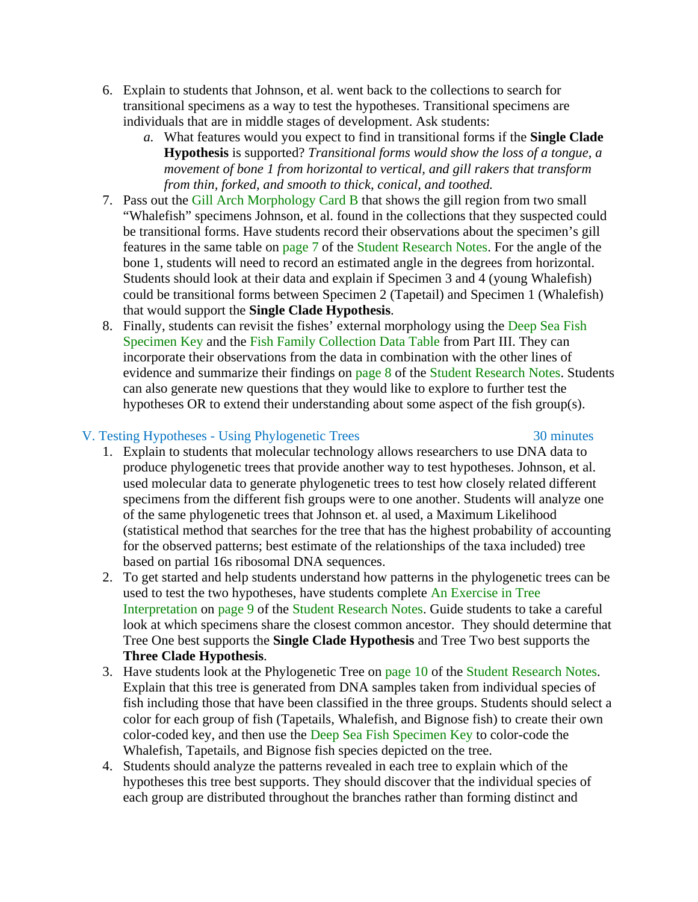6. Explain to students that Johnson, et al. went back to the collections to search for transitional specimens as a way to test the hypotheses. Transitional specimens are individuals that are in middle stages of development. Ask students:
    a. What features would you expect to find in transitional forms if the **Single Clade Hypothesis** is supported? *Transitional forms would show the loss of a tongue, a movement of bone 1 from horizontal to vertical, and gill rakers that transform from thin, forked, and smooth to thick, conical, and toothed.*
7. Pass out the Gill Arch Morphology Card B that shows the gill region from two small "Whalefish" specimens Johnson, et al. found in the collections that they suspected could be transitional forms. Have students record their observations about the specimen's gill features in the same table on page 7 of the Student Research Notes. For the angle of the bone 1, students will need to record an estimated angle in the degrees from horizontal. Students should look at their data and explain if Specimen 3 and 4 (young Whalefish) could be transitional forms between Specimen 2 (Tapetail) and Specimen 1 (Whalefish) that would support the **Single Clade Hypothesis**.
8. Finally, students can revisit the fishes' external morphology using the Deep Sea Fish Specimen Key and the Fish Family Collection Data Table from Part III. They can incorporate their observations from the data in combination with the other lines of evidence and summarize their findings on page 8 of the Student Research Notes. Students can also generate new questions that they would like to explore to further test the hypotheses OR to extend their understanding about some aspect of the fish group(s).

## V. Testing Hypotheses - Using Phylogenetic Trees — 30 minutes

1. Explain to students that molecular technology allows researchers to use DNA data to produce phylogenetic trees that provide another way to test hypotheses. Johnson, et al. used molecular data to generate phylogenetic trees to test how closely related different specimens from the different fish groups were to one another. Students will analyze one of the same phylogenetic trees that Johnson et. al used, a Maximum Likelihood (statistical method that searches for the tree that has the highest probability of accounting for the observed patterns; best estimate of the relationships of the taxa included) tree based on partial 16s ribosomal DNA sequences.
2. To get started and help students understand how patterns in the phylogenetic trees can be used to test the two hypotheses, have students complete An Exercise in Tree Interpretation on page 9 of the Student Research Notes. Guide students to take a careful look at which specimens share the closest common ancestor. They should determine that Tree One best supports the **Single Clade Hypothesis** and Tree Two best supports the **Three Clade Hypothesis**.
3. Have students look at the Phylogenetic Tree on page 10 of the Student Research Notes. Explain that this tree is generated from DNA samples taken from individual species of fish including those that have been classified in the three groups. Students should select a color for each group of fish (Tapetails, Whalefish, and Bignose fish) to create their own color-coded key, and then use the Deep Sea Fish Specimen Key to color-code the Whalefish, Tapetails, and Bignose fish species depicted on the tree.
4. Students should analyze the patterns revealed in each tree to explain which of the hypotheses this tree best supports. They should discover that the individual species of each group are distributed throughout the branches rather than forming distinct and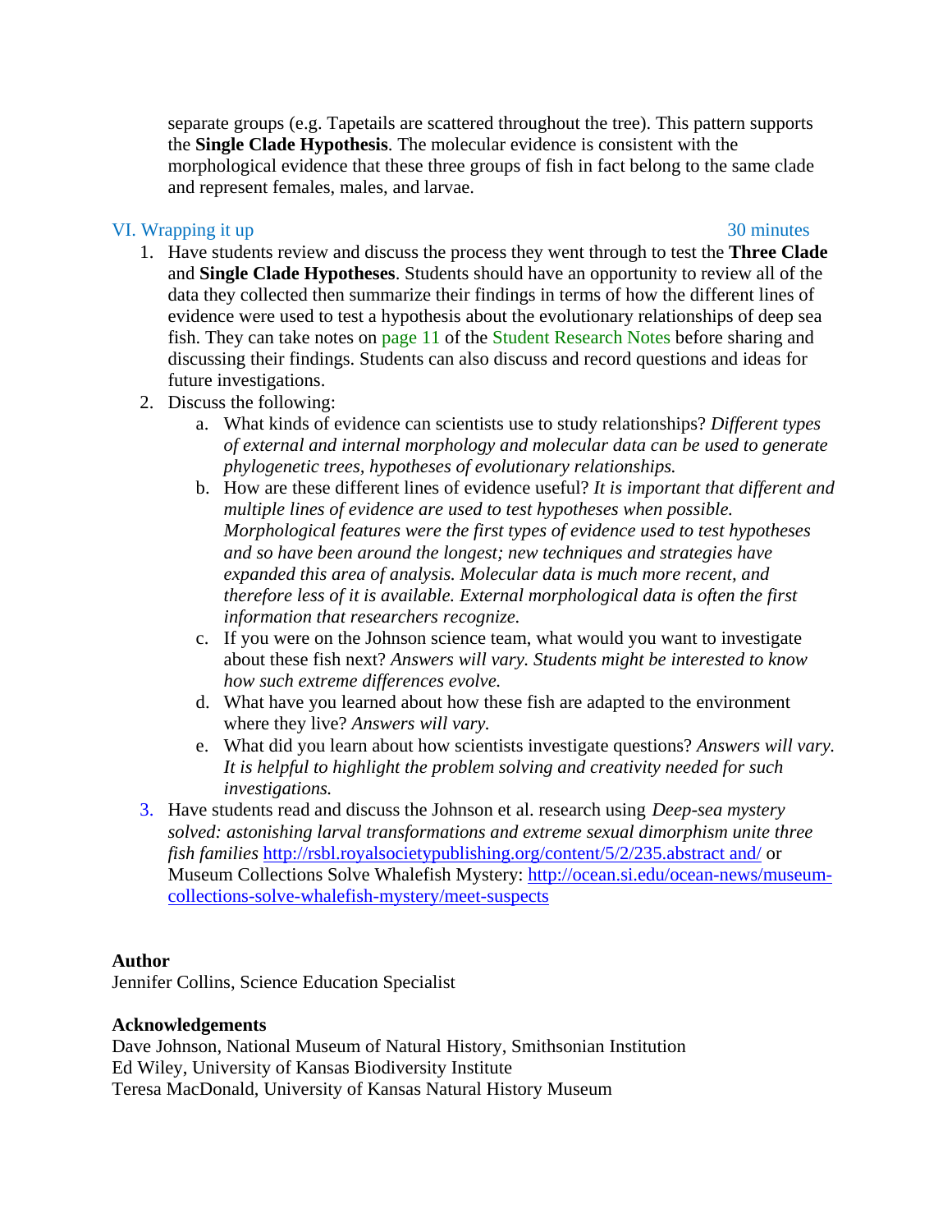separate groups (e.g. Tapetails are scattered throughout the tree). This pattern supports the **Single Clade Hypothesis**. The molecular evidence is consistent with the morphological evidence that these three groups of fish in fact belong to the same clade and represent females, males, and larvae.

### VI. Wrapping it up — 30 minutes

1. Have students review and discuss the process they went through to test the **Three Clade** and **Single Clade Hypotheses**. Students should have an opportunity to review all of the data they collected then summarize their findings in terms of how the different lines of evidence were used to test a hypothesis about the evolutionary relationships of deep sea fish. They can take notes on page 11 of the Student Research Notes before sharing and discussing their findings. Students can also discuss and record questions and ideas for future investigations.
2. Discuss the following:
   a. What kinds of evidence can scientists use to study relationships? *Different types of external and internal morphology and molecular data can be used to generate phylogenetic trees, hypotheses of evolutionary relationships.*
   b. How are these different lines of evidence useful? *It is important that different and multiple lines of evidence are used to test hypotheses when possible. Morphological features were the first types of evidence used to test hypotheses and so have been around the longest; new techniques and strategies have expanded this area of analysis. Molecular data is much more recent, and therefore less of it is available. External morphological data is often the first information that researchers recognize.*
   c. If you were on the Johnson science team, what would you want to investigate about these fish next? *Answers will vary. Students might be interested to know how such extreme differences evolve.*
   d. What have you learned about how these fish are adapted to the environment where they live? *Answers will vary.*
   e. What did you learn about how scientists investigate questions? *Answers will vary. It is helpful to highlight the problem solving and creativity needed for such investigations.*
3. Have students read and discuss the Johnson et al. research using *Deep-sea mystery solved: astonishing larval transformations and extreme sexual dimorphism unite three fish families* http://rsbl.royalsocietypublishing.org/content/5/2/235.abstract and/ or Museum Collections Solve Whalefish Mystery: http://ocean.si.edu/ocean-news/museum-collections-solve-whalefish-mystery/meet-suspects

**Author**
Jennifer Collins, Science Education Specialist

**Acknowledgements**
Dave Johnson, National Museum of Natural History, Smithsonian Institution
Ed Wiley, University of Kansas Biodiversity Institute
Teresa MacDonald, University of Kansas Natural History Museum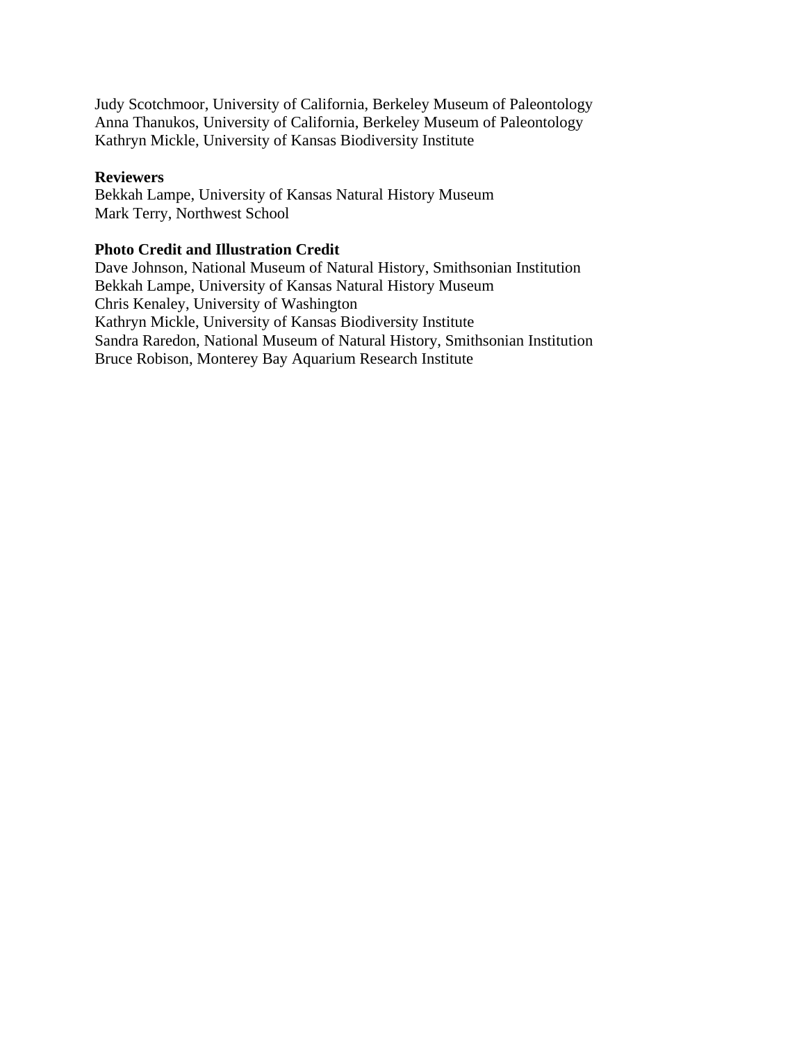Judy Scotchmoor, University of California, Berkeley Museum of Paleontology
Anna Thanukos, University of California, Berkeley Museum of Paleontology
Kathryn Mickle, University of Kansas Biodiversity Institute

**Reviewers**
Bekkah Lampe, University of Kansas Natural History Museum
Mark Terry, Northwest School

**Photo Credit and Illustration Credit**
Dave Johnson, National Museum of Natural History, Smithsonian Institution
Bekkah Lampe, University of Kansas Natural History Museum
Chris Kenaley, University of Washington
Kathryn Mickle, University of Kansas Biodiversity Institute
Sandra Raredon, National Museum of Natural History, Smithsonian Institution
Bruce Robison, Monterey Bay Aquarium Research Institute